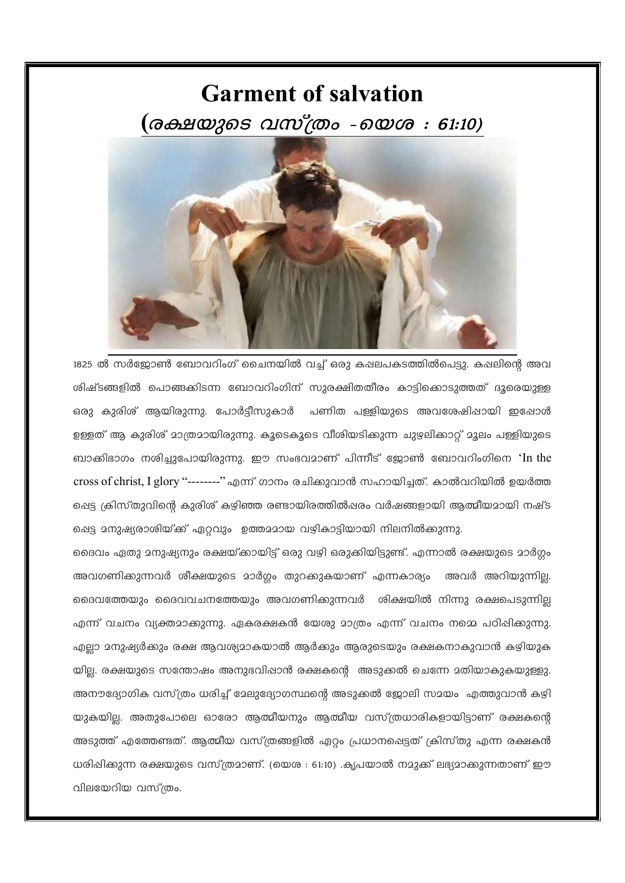# Garment of salvation

## *(രക്ഷയുടെ വസ്ത്രം - യെശ : 61:10)*

1825 ൽ സർജോൺ ബോവറിംഗ് ചൈനയിൽ വച്ച് ഒരു കപ്പലപകടത്തിൽപ്പെട്ടു. കപ്പലിന്റെ അവശിഷ്ടങ്ങളിൽ പൊങ്ങക്കിടന്ന ബോവറിംഗിന് സുരക്ഷിതതീരം കാട്ടിക്കൊടുത്തത് ദൂരെയുള്ള ഒരു കുരിശ് ആയിരുന്നു. പോർട്ടീസുകാർ പണിത പള്ളിയുടെ അവശേഷിപ്പായി ഇപ്പോൾ ഉള്ളത് ആ കുരിശ് മാത്രമായിരുന്നു. കൂടെകൂടെ വീശിയടിക്കുന്ന ചുഴലിക്കാറ്റ് മൂലം പള്ളിയുടെ ബാക്കിഭാഗം നശിച്ചുപോയിരുന്നു. ഈ സംഭവമാണ് പിന്നീട് ജോൺ ബോവറിംഗിനെ 'In the cross of christ, I glory "--------" എന്ന് ഗാനം രചിക്കുവാൻ സഹായിച്ചത്. കാൽവറിയിൽ ഉയർത്തപ്പെട്ട ക്രിസ്തുവിന്റെ കുരിശ് കഴിഞ്ഞ രണ്ടായിരത്തിൽപ്പരം വർഷങ്ങളായി ആത്മീയമായി നഷ്ടപ്പെട്ട മനുഷ്യരാശിയ്ക്ക് ഏറ്റവും ഉത്തമമായ വഴികാട്ടിയായി നിലനിൽക്കുന്നു.

ദൈവം ഏതു മനുഷ്യനും രക്ഷയ്ക്കായിട്ട് ഒരു വഴി ഒരുക്കിയിട്ടുണ്ട്. എന്നാൽ രക്ഷയുടെ മാർഗ്ഗം അവഗണിക്കുന്നവർ ശിക്ഷയുടെ മാർഗ്ഗം തുറക്കുകയാണ് എന്നകാര്യം അവർ അറിയുന്നില്ല. ദൈവത്തേയും ദൈവവചനത്തേയും അവഗണിക്കുന്നവർ ശിക്ഷയിൽ നിന്നു രക്ഷപെടുന്നില്ല എന്ന് വചനം വ്യക്തമാക്കുന്നു. ഏകരക്ഷകൻ യേശു മാത്രം എന്ന് വചനം നമ്മെ പഠിപ്പിക്കുന്നു. എല്ലാ മനുഷ്യർക്കും രക്ഷ ആവശ്യമാകയാൽ ആർക്കും ആരുടെയും രക്ഷകനാകുവാൻ കഴിയുകയില്ല. രക്ഷയുടെ സന്തോഷം അനുഭവിപ്പാൻ രക്ഷകന്റെ അടുക്കൽ ചെന്നേ മതിയാകുകയുള്ളു. അനൗദ്യോഗിക വസ്ത്രം ധരിച്ച് മേലുദ്യോഗസ്ഥന്റെ അടുക്കൽ ജോലി സമയം എത്തുവാൻ കഴിയുകയില്ല. അതുപോലെ ഓരോ ആത്മീയനും ആത്മീയ വസ്ത്രധാരികളായിട്ടാണ് രക്ഷകന്റെ അടുത്ത് എത്തേണ്ടത്. ആത്മീയ വസ്ത്രങ്ങളിൽ ഏറ്റം പ്രധാനപ്പെട്ടത് ക്രിസ്തു എന്ന രക്ഷകൻ ധരിപ്പിക്കുന്ന രക്ഷയുടെ വസ്ത്രമാണ്. (യെശ : 61:10) .കൃപയാൽ നമുക്ക് ലഭ്യമാക്കുന്നതാണ് ഈ വിലയേറിയ വസ്ത്രം.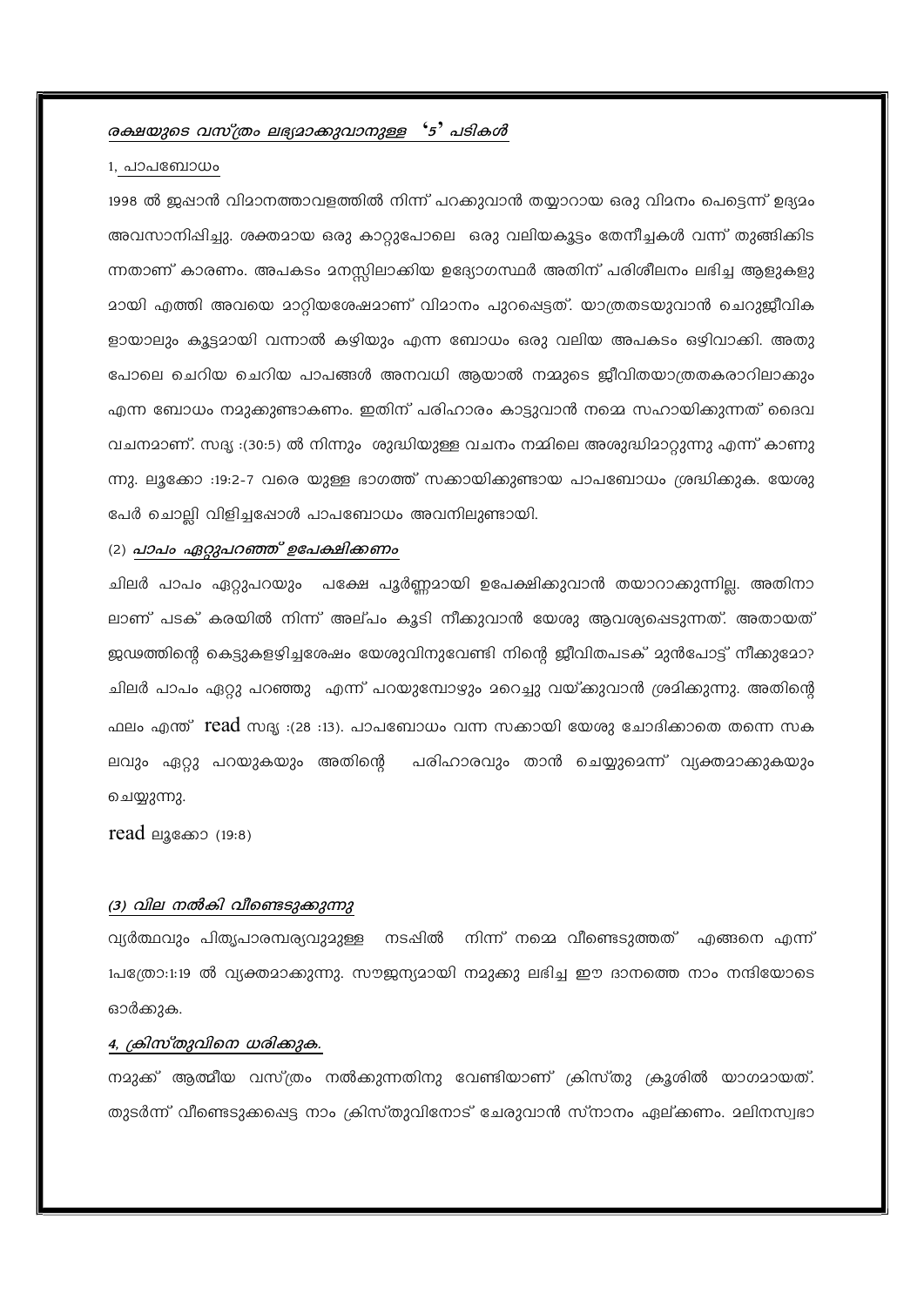***രക്ഷയുടെ വസ്ത്രം ലഭ്യമാക്കുവാനുള്ള '5' പടികൾ***

1, പാപബോധം

1998 ൽ ജപ്പാൻ വിമാനത്താവളത്തിൽ നിന്ന് പറക്കുവാൻ തയ്യാറായ ഒരു വിമനം പെട്ടെന്ന് ഉദ്യമം അവസാനിപ്പിച്ചു. ശക്തമായ ഒരു കാറ്റുപോലെ ഒരു വലിയകൂട്ടം തേനീച്ചകൾ വന്ന് തുങ്ങിക്കിടന്നതാണ് കാരണം. അപകടം മനസ്സിലാക്കിയ ഉദ്യോഗസ്ഥർ അതിന് പരിശീലനം ലഭിച്ച ആളുകളുമായി എത്തി അവയെ മാറ്റിയശേഷമാണ് വിമാനം പുറപ്പെട്ടത്. യാത്രതടയുവാൻ ചെറുജീവികളായാലും കൂട്ടമായി വന്നാൽ കഴിയും എന്ന ബോധം ഒരു വലിയ അപകടം ഒഴിവാക്കി. അതുപോലെ ചെറിയ ചെറിയ പാപങ്ങൾ അനവധി ആയാൽ നമ്മുടെ ജീവിതയാത്രതകരാറിലാക്കും എന്ന ബോധം നമുക്കുണ്ടാകണം. ഇതിന് പരിഹാരം കാട്ടുവാൻ നമ്മെ സഹായിക്കുന്നത് ദൈവവചനമാണ്. സദൃ :(30:5) ൽ നിന്നും ശുദ്ധിയുള്ള വചനം നമ്മിലെ അശുദ്ധിമാറ്റുന്നു എന്ന് കാണുന്നു. ലൂക്കോ :19:2-7 വരെ യുള്ള ഭാഗത്ത് സക്കായിക്കുണ്ടായ പാപബോധം ശ്രദ്ധിക്കുക. യേശു പേർ ചൊല്ലി വിളിച്ചപ്പോൾ പാപബോധം അവനിലുണ്ടായി.

***(2) പാപം ഏറ്റുപറഞ്ഞ് ഉപേക്ഷിക്കണം***

ചിലർ പാപം ഏറ്റുപറയും പക്ഷേ പൂർണ്ണമായി ഉപേക്ഷിക്കുവാൻ തയാറാക്കുന്നില്ല. അതിനാലാണ് പടക് കരയിൽ നിന്ന് അല്പം കൂടി നീക്കുവാൻ യേശു ആവശ്യപ്പെടുന്നത്. അതായത് ജഢത്തിന്റെ കെട്ടുകളഴിച്ചശേഷം യേശുവിനുവേണ്ടി നിന്റെ ജീവിതപടക് മുൻപോട്ട് നീക്കുമോ? ചിലർ പാപം ഏറ്റു പറഞ്ഞു എന്ന് പറയുമ്പോഴും മറെച്ചു വയ്ക്കുവാൻ ശ്രമിക്കുന്നു. അതിന്റെ ഫലം എന്ത് read സദൃ :(28 :13). പാപബോധം വന്ന സക്കായി യേശു ചോദിക്കാതെ തന്നെ സകലവും ഏറ്റു പറയുകയും അതിന്റെ പരിഹാരവും താൻ ചെയ്യുമെന്ന് വ്യക്തമാക്കുകയും ചെയ്യുന്നു.

read ലൂക്കോ (19:8)

***(3) വില നൽകി വീണ്ടെടുക്കുന്നു***

വ്യർത്ഥവും പിതൃപാരമ്പര്യവുമുള്ള നടപ്പിൽ നിന്ന് നമ്മെ വീണ്ടെടുത്തത് എങ്ങനെ എന്ന് 1പത്രോ:1:19 ൽ വ്യക്തമാക്കുന്നു. സൗജന്യമായി നമുക്കു ലഭിച്ച ഈ ദാനത്തെ നാം നന്ദിയോടെ ഓർക്കുക.

***4, ക്രിസ്തുവിനെ ധരിക്കുക.***

നമുക്ക് ആത്മീയ വസ്ത്രം നൽക്കുന്നതിനു വേണ്ടിയാണ് ക്രിസ്തു ക്രൂശിൽ യാഗമായത്. തുടർന്ന് വീണ്ടെടുക്കപ്പെട്ട നാം ക്രിസ്തുവിനോട് ചേരുവാൻ സ്നാനം ഏല്ക്കണം. മലിനസ്വഭാ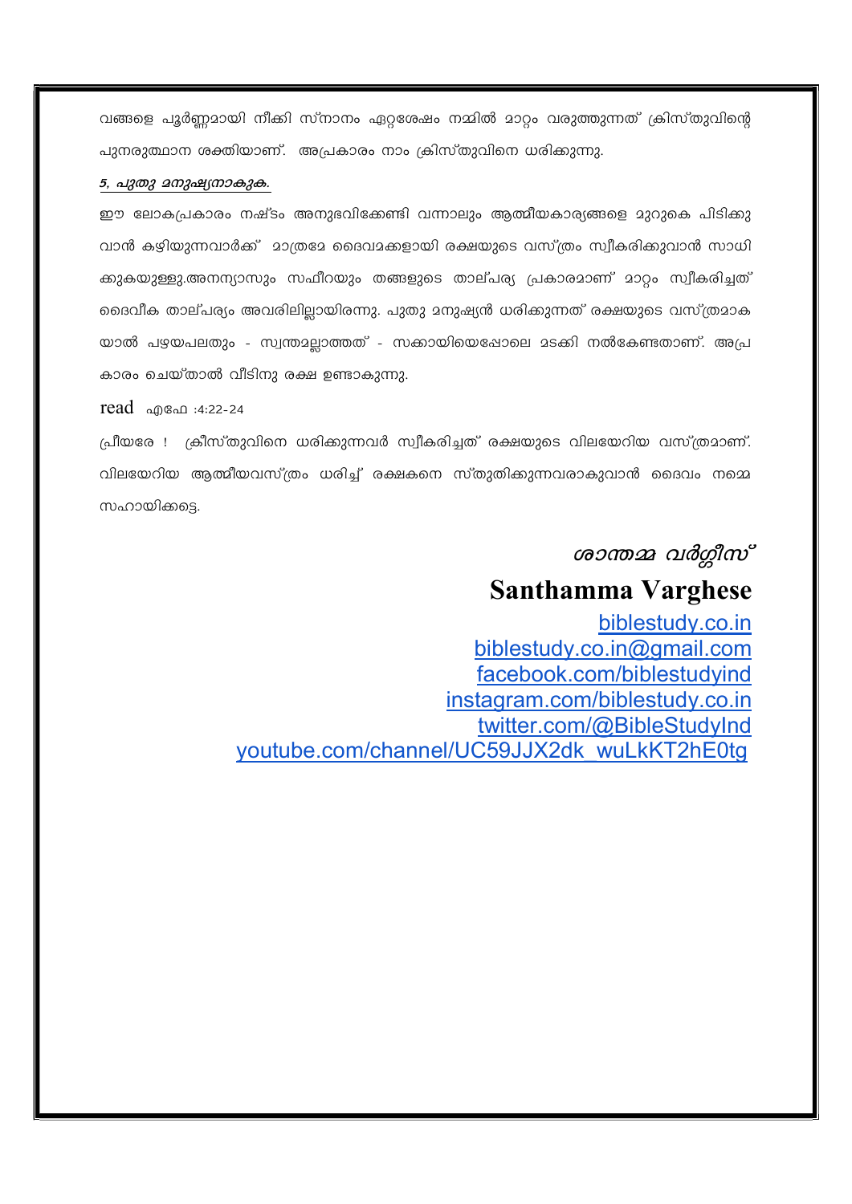വങ്ങളെ പൂർണ്ണമായി നീക്കി സ്നാനം ഏറ്റശേഷം നമ്മിൽ മാറ്റം വരുത്തുന്നത് ക്രിസ്തുവിന്റെ പുനരുത്ഥാന ശക്തിയാണ്. അപ്രകാരം നാം ക്രിസ്തുവിനെ ധരിക്കുന്നു.

***5, പുതു മനുഷ്യനാകുക.***

ഈ ലോകപ്രകാരം നഷ്ടം അനുഭവിക്കേണ്ടി വന്നാലും ആത്മീയകാര്യങ്ങളെ മുറുകെ പിടിക്കുവാൻ കഴിയുന്നവാർക്ക് മാത്രമേ ദൈവമക്കളായി രക്ഷയുടെ വസ്ത്രം സ്വീകരിക്കുവാൻ സാധിക്കുകയുള്ളു.അനന്യാസും സഫീറയും തങ്ങളുടെ താല്പര്യ പ്രകാരമാണ് മാറ്റം സ്വീകരിച്ചത് ദൈവീക താല്പര്യം അവരിലില്ലായിരന്നു. പുതു മനുഷ്യൻ ധരിക്കുന്നത് രക്ഷയുടെ വസ്ത്രമാകയാൽ പഴയപലതും - സ്വന്തമല്ലാത്തത് - സക്കായിയെപ്പോലെ മടക്കി നൽകേണ്ടതാണ്. അപ്രകാരം ചെയ്താൽ വീടിനു രക്ഷ ഉണ്ടാകുന്നു.

read എഫേ :4:22-24

പ്രീയരേ ! ക്രീസ്തുവിനെ ധരിക്കുന്നവർ സ്വീകരിച്ചത് രക്ഷയുടെ വിലയേറിയ വസ്ത്രമാണ്. വിലയേറിയ ആത്മീയവസ്ത്രം ധരിച്ച് രക്ഷകനെ സ്തുതിക്കുന്നവരാകുവാൻ ദൈവം നമ്മെ സഹായിക്കട്ടെ.

*ശാന്തമ്മ വർഗ്ഗീസ്*

**Santhamma Varghese**

biblestudy.co.in
biblestudy.co.in@gmail.com
facebook.com/biblestudyind
instagram.com/biblestudy.co.in
twitter.com/@BibleStudyInd
youtube.com/channel/UC59JJX2dk_wuLkKT2hE0tg